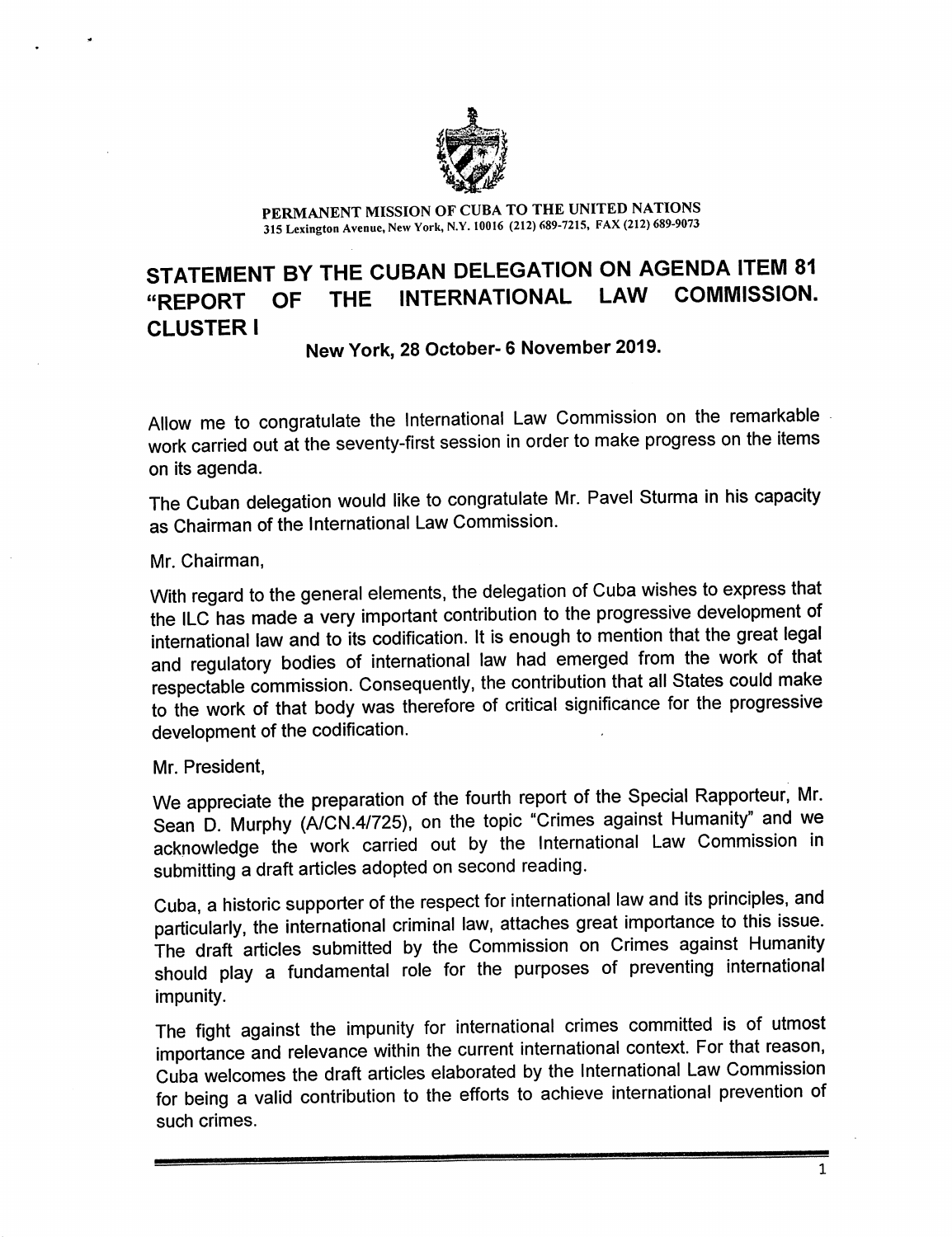PERMANENT MISSION OF CUBA TO THE UNITED NATIONS
315 Lexington Avenue, New York, N.Y. 10016 (212) 689-7215, FAX (212) 689-9073

# STATEMENT BY THE CUBAN DELEGATION ON AGENDA ITEM 81 "REPORT OF THE INTERNATIONAL LAW COMMISSION. CLUSTER I

**New York, 28 October- 6 November 2019.**

Allow me to congratulate the International Law Commission on the remarkable work carried out at the seventy-first session in order to make progress on the items on its agenda.

The Cuban delegation would like to congratulate Mr. Pavel Sturma in his capacity as Chairman of the International Law Commission.

Mr. Chairman,

With regard to the general elements, the delegation of Cuba wishes to express that the ILC has made a very important contribution to the progressive development of international law and to its codification. It is enough to mention that the great legal and regulatory bodies of international law had emerged from the work of that respectable commission. Consequently, the contribution that all States could make to the work of that body was therefore of critical significance for the progressive development of the codification.

Mr. President,

We appreciate the preparation of the fourth report of the Special Rapporteur, Mr. Sean D. Murphy (A/CN.4/725), on the topic "Crimes against Humanity" and we acknowledge the work carried out by the International Law Commission in submitting a draft articles adopted on second reading.

Cuba, a historic supporter of the respect for international law and its principles, and particularly, the international criminal law, attaches great importance to this issue. The draft articles submitted by the Commission on Crimes against Humanity should play a fundamental role for the purposes of preventing international impunity.

The fight against the impunity for international crimes committed is of utmost importance and relevance within the current international context. For that reason, Cuba welcomes the draft articles elaborated by the International Law Commission for being a valid contribution to the efforts to achieve international prevention of such crimes.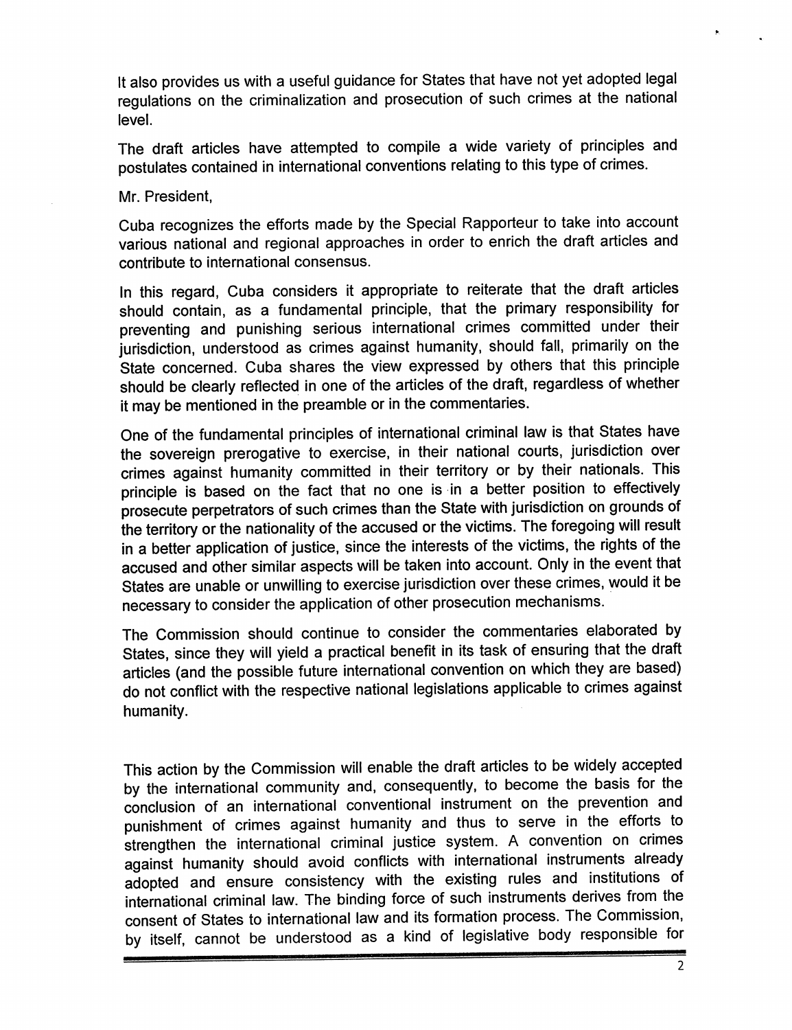It also provides us with a useful guidance for States that have not yet adopted legal regulations on the criminalization and prosecution of such crimes at the national level.

The draft articles have attempted to compile a wide variety of principles and postulates contained in international conventions relating to this type of crimes.

Mr. President,

Cuba recognizes the efforts made by the Special Rapporteur to take into account various national and regional approaches in order to enrich the draft articles and contribute to international consensus.

In this regard, Cuba considers it appropriate to reiterate that the draft articles should contain, as a fundamental principle, that the primary responsibility for preventing and punishing serious international crimes committed under their jurisdiction, understood as crimes against humanity, should fall, primarily on the State concerned. Cuba shares the view expressed by others that this principle should be clearly reflected in one of the articles of the draft, regardless of whether it may be mentioned in the preamble or in the commentaries.

One of the fundamental principles of international criminal law is that States have the sovereign prerogative to exercise, in their national courts, jurisdiction over crimes against humanity committed in their territory or by their nationals. This principle is based on the fact that no one is in a better position to effectively prosecute perpetrators of such crimes than the State with jurisdiction on grounds of the territory or the nationality of the accused or the victims. The foregoing will result in a better application of justice, since the interests of the victims, the rights of the accused and other similar aspects will be taken into account. Only in the event that States are unable or unwilling to exercise jurisdiction over these crimes, would it be necessary to consider the application of other prosecution mechanisms.

The Commission should continue to consider the commentaries elaborated by States, since they will yield a practical benefit in its task of ensuring that the draft articles (and the possible future international convention on which they are based) do not conflict with the respective national legislations applicable to crimes against humanity.

This action by the Commission will enable the draft articles to be widely accepted by the international community and, consequently, to become the basis for the conclusion of an international conventional instrument on the prevention and punishment of crimes against humanity and thus to serve in the efforts to strengthen the international criminal justice system. A convention on crimes against humanity should avoid conflicts with international instruments already adopted and ensure consistency with the existing rules and institutions of international criminal law. The binding force of such instruments derives from the consent of States to international law and its formation process. The Commission, by itself, cannot be understood as a kind of legislative body responsible for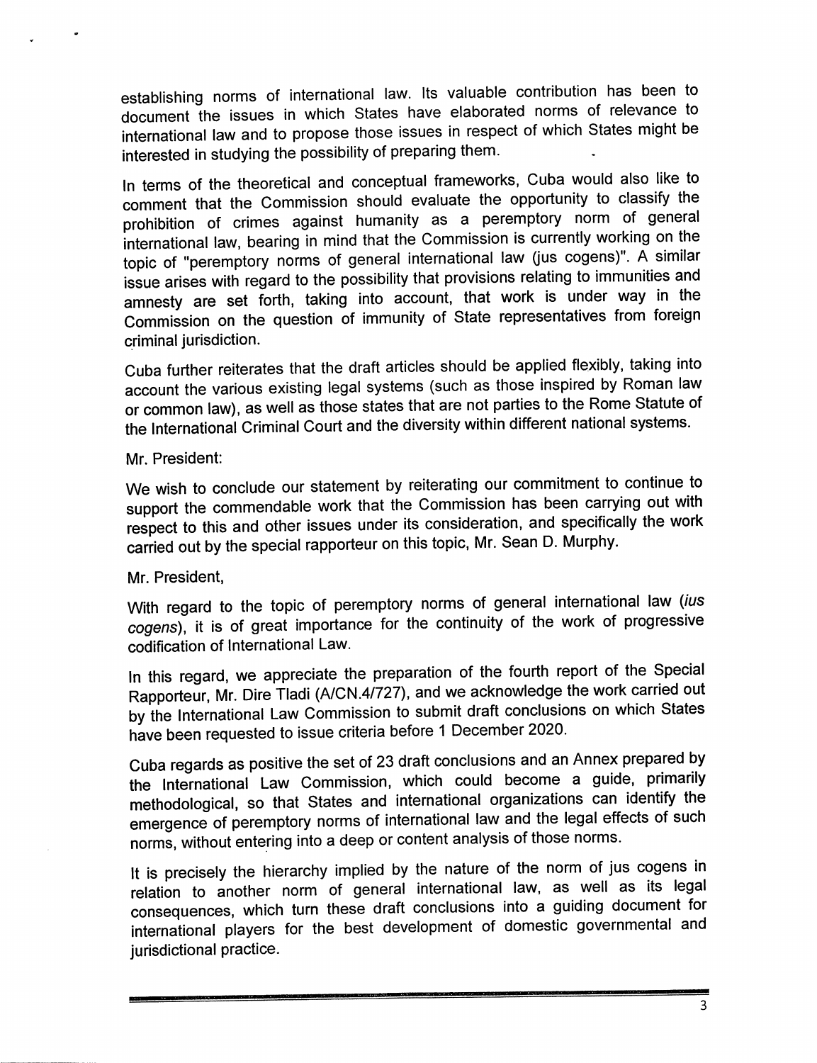establishing norms of international law. Its valuable contribution has been to document the issues in which States have elaborated norms of relevance to international law and to propose those issues in respect of which States might be interested in studying the possibility of preparing them.

In terms of the theoretical and conceptual frameworks, Cuba would also like to comment that the Commission should evaluate the opportunity to classify the prohibition of crimes against humanity as a peremptory norm of general international law, bearing in mind that the Commission is currently working on the topic of "peremptory norms of general international law (jus cogens)". A similar issue arises with regard to the possibility that provisions relating to immunities and amnesty are set forth, taking into account, that work is under way in the Commission on the question of immunity of State representatives from foreign criminal jurisdiction.

Cuba further reiterates that the draft articles should be applied flexibly, taking into account the various existing legal systems (such as those inspired by Roman law or common law), as well as those states that are not parties to the Rome Statute of the International Criminal Court and the diversity within different national systems.

Mr. President:

We wish to conclude our statement by reiterating our commitment to continue to support the commendable work that the Commission has been carrying out with respect to this and other issues under its consideration, and specifically the work carried out by the special rapporteur on this topic, Mr. Sean D. Murphy.

Mr. President,

With regard to the topic of peremptory norms of general international law (*ius cogens*), it is of great importance for the continuity of the work of progressive codification of International Law.

In this regard, we appreciate the preparation of the fourth report of the Special Rapporteur, Mr. Dire Tladi (A/CN.4/727), and we acknowledge the work carried out by the International Law Commission to submit draft conclusions on which States have been requested to issue criteria before 1 December 2020.

Cuba regards as positive the set of 23 draft conclusions and an Annex prepared by the International Law Commission, which could become a guide, primarily methodological, so that States and international organizations can identify the emergence of peremptory norms of international law and the legal effects of such norms, without entering into a deep or content analysis of those norms.

It is precisely the hierarchy implied by the nature of the norm of jus cogens in relation to another norm of general international law, as well as its legal consequences, which turn these draft conclusions into a guiding document for international players for the best development of domestic governmental and jurisdictional practice.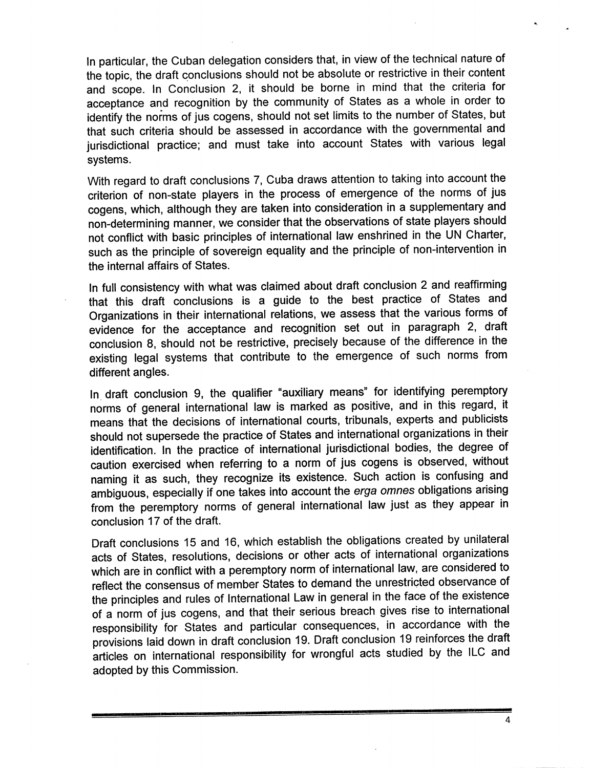In particular, the Cuban delegation considers that, in view of the technical nature of the topic, the draft conclusions should not be absolute or restrictive in their content and scope. In Conclusion 2, it should be borne in mind that the criteria for acceptance and recognition by the community of States as a whole in order to identify the norms of jus cogens, should not set limits to the number of States, but that such criteria should be assessed in accordance with the governmental and jurisdictional practice; and must take into account States with various legal systems.

With regard to draft conclusions 7, Cuba draws attention to taking into account the criterion of non-state players in the process of emergence of the norms of jus cogens, which, although they are taken into consideration in a supplementary and non-determining manner, we consider that the observations of state players should not conflict with basic principles of international law enshrined in the UN Charter, such as the principle of sovereign equality and the principle of non-intervention in the internal affairs of States.

In full consistency with what was claimed about draft conclusion 2 and reaffirming that this draft conclusions is a guide to the best practice of States and Organizations in their international relations, we assess that the various forms of evidence for the acceptance and recognition set out in paragraph 2, draft conclusion 8, should not be restrictive, precisely because of the difference in the existing legal systems that contribute to the emergence of such norms from different angles.

In draft conclusion 9, the qualifier "auxiliary means" for identifying peremptory norms of general international law is marked as positive, and in this regard, it means that the decisions of international courts, tribunals, experts and publicists should not supersede the practice of States and international organizations in their identification. In the practice of international jurisdictional bodies, the degree of caution exercised when referring to a norm of jus cogens is observed, without naming it as such, they recognize its existence. Such action is confusing and ambiguous, especially if one takes into account the *erga omnes* obligations arising from the peremptory norms of general international law just as they appear in conclusion 17 of the draft.

Draft conclusions 15 and 16, which establish the obligations created by unilateral acts of States, resolutions, decisions or other acts of international organizations which are in conflict with a peremptory norm of international law, are considered to reflect the consensus of member States to demand the unrestricted observance of the principles and rules of International Law in general in the face of the existence of a norm of jus cogens, and that their serious breach gives rise to international responsibility for States and particular consequences, in accordance with the provisions laid down in draft conclusion 19. Draft conclusion 19 reinforces the draft articles on international responsibility for wrongful acts studied by the ILC and adopted by this Commission.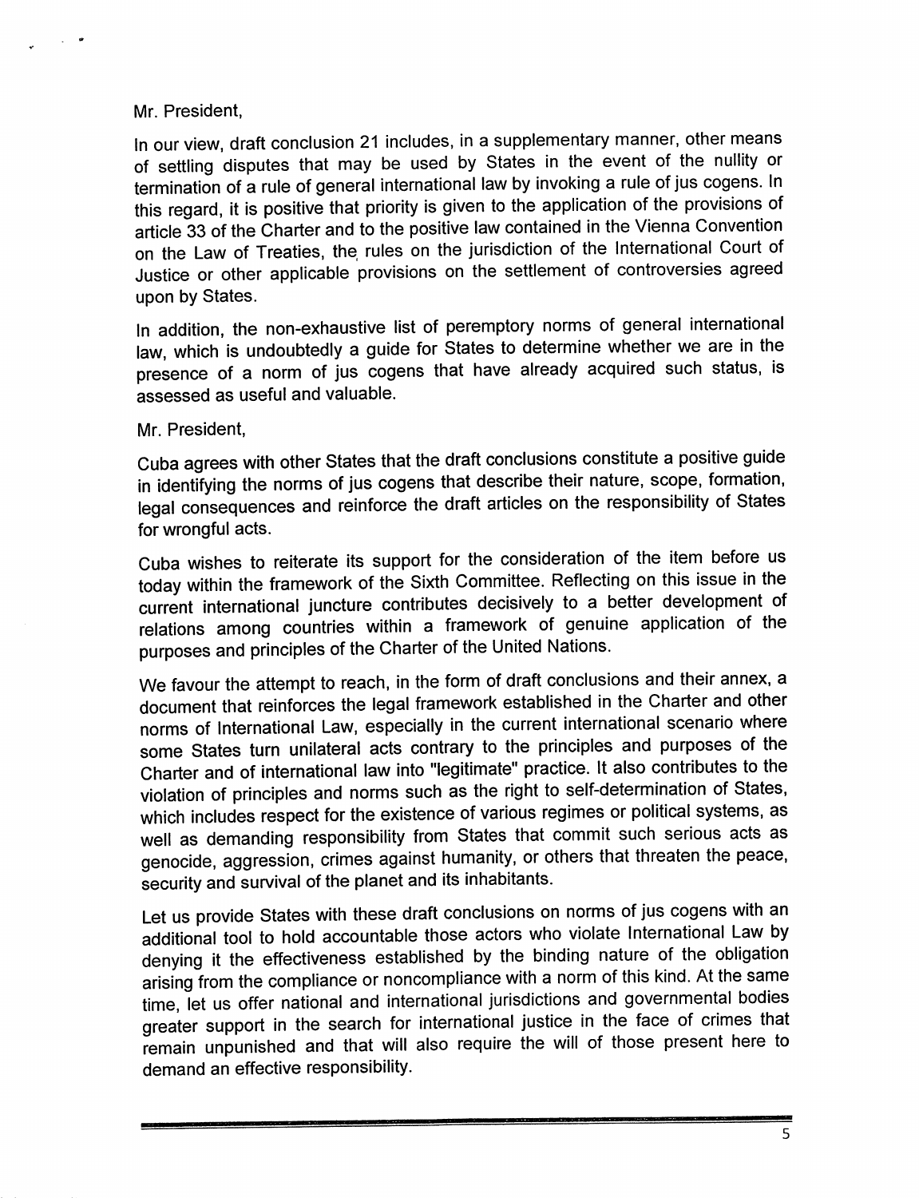Mr. President,

In our view, draft conclusion 21 includes, in a supplementary manner, other means of settling disputes that may be used by States in the event of the nullity or termination of a rule of general international law by invoking a rule of jus cogens. In this regard, it is positive that priority is given to the application of the provisions of article 33 of the Charter and to the positive law contained in the Vienna Convention on the Law of Treaties, the rules on the jurisdiction of the International Court of Justice or other applicable provisions on the settlement of controversies agreed upon by States.

In addition, the non-exhaustive list of peremptory norms of general international law, which is undoubtedly a guide for States to determine whether we are in the presence of a norm of jus cogens that have already acquired such status, is assessed as useful and valuable.

Mr. President,

Cuba agrees with other States that the draft conclusions constitute a positive guide in identifying the norms of jus cogens that describe their nature, scope, formation, legal consequences and reinforce the draft articles on the responsibility of States for wrongful acts.

Cuba wishes to reiterate its support for the consideration of the item before us today within the framework of the Sixth Committee. Reflecting on this issue in the current international juncture contributes decisively to a better development of relations among countries within a framework of genuine application of the purposes and principles of the Charter of the United Nations.

We favour the attempt to reach, in the form of draft conclusions and their annex, a document that reinforces the legal framework established in the Charter and other norms of International Law, especially in the current international scenario where some States turn unilateral acts contrary to the principles and purposes of the Charter and of international law into "legitimate" practice. It also contributes to the violation of principles and norms such as the right to self-determination of States, which includes respect for the existence of various regimes or political systems, as well as demanding responsibility from States that commit such serious acts as genocide, aggression, crimes against humanity, or others that threaten the peace, security and survival of the planet and its inhabitants.

Let us provide States with these draft conclusions on norms of jus cogens with an additional tool to hold accountable those actors who violate International Law by denying it the effectiveness established by the binding nature of the obligation arising from the compliance or noncompliance with a norm of this kind. At the same time, let us offer national and international jurisdictions and governmental bodies greater support in the search for international justice in the face of crimes that remain unpunished and that will also require the will of those present here to demand an effective responsibility.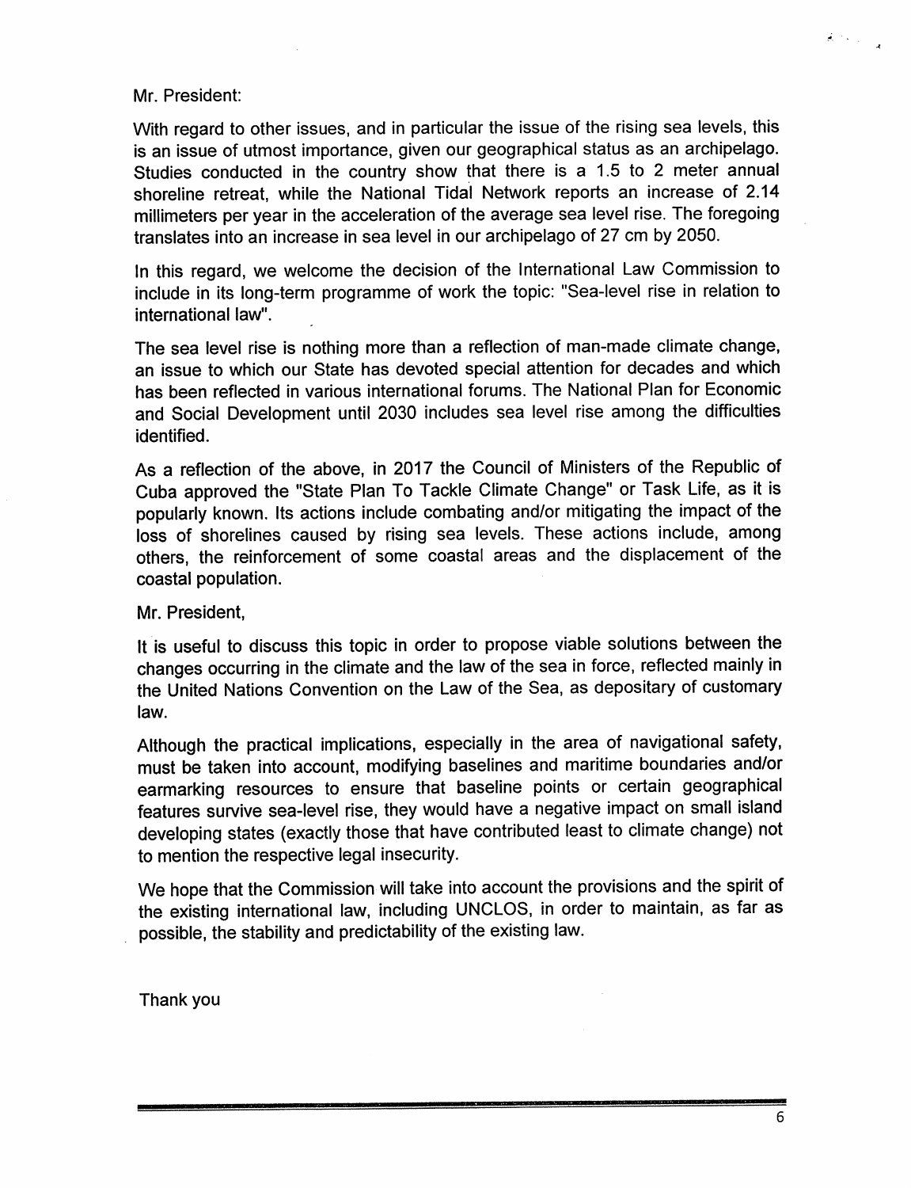Mr. President:

With regard to other issues, and in particular the issue of the rising sea levels, this is an issue of utmost importance, given our geographical status as an archipelago. Studies conducted in the country show that there is a 1.5 to 2 meter annual shoreline retreat, while the National Tidal Network reports an increase of 2.14 millimeters per year in the acceleration of the average sea level rise. The foregoing translates into an increase in sea level in our archipelago of 27 cm by 2050.

In this regard, we welcome the decision of the International Law Commission to include in its long-term programme of work the topic: "Sea-level rise in relation to international law".

The sea level rise is nothing more than a reflection of man-made climate change, an issue to which our State has devoted special attention for decades and which has been reflected in various international forums. The National Plan for Economic and Social Development until 2030 includes sea level rise among the difficulties identified.

As a reflection of the above, in 2017 the Council of Ministers of the Republic of Cuba approved the "State Plan To Tackle Climate Change" or Task Life, as it is popularly known. Its actions include combating and/or mitigating the impact of the loss of shorelines caused by rising sea levels. These actions include, among others, the reinforcement of some coastal areas and the displacement of the coastal population.

Mr. President,

It is useful to discuss this topic in order to propose viable solutions between the changes occurring in the climate and the law of the sea in force, reflected mainly in the United Nations Convention on the Law of the Sea, as depositary of customary law.

Although the practical implications, especially in the area of navigational safety, must be taken into account, modifying baselines and maritime boundaries and/or earmarking resources to ensure that baseline points or certain geographical features survive sea-level rise, they would have a negative impact on small island developing states (exactly those that have contributed least to climate change) not to mention the respective legal insecurity.

We hope that the Commission will take into account the provisions and the spirit of the existing international law, including UNCLOS, in order to maintain, as far as possible, the stability and predictability of the existing law.

Thank you